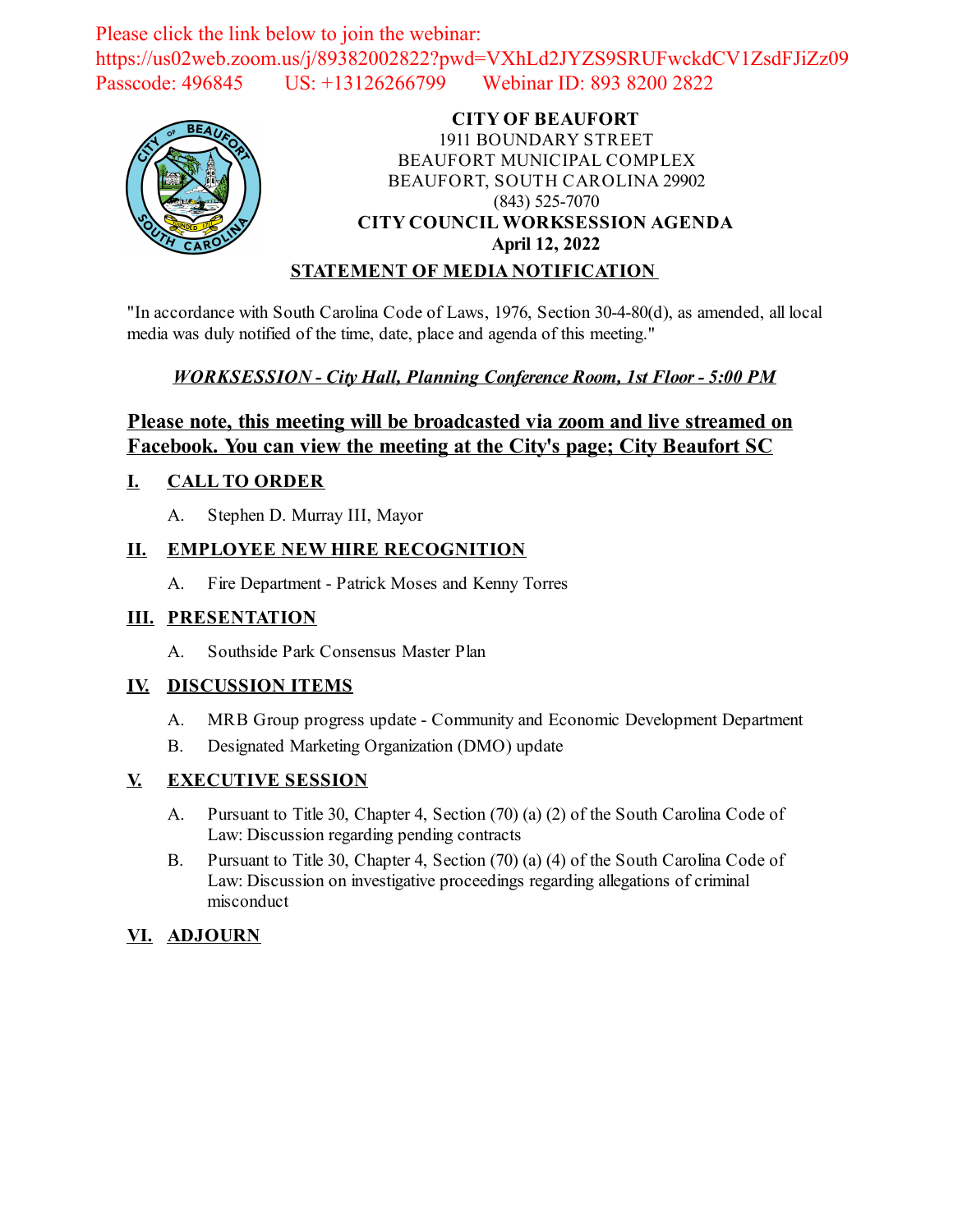Please click the link below to join the webinar:
https://us02web.zoom.us/j/89382002822?pwd=VXhLd2JYZS9SRUFwckdCV1ZsdFJiZz09
Passcode: 496845 US: +13126266799 Webinar ID: 893 8200 2822

**CITY OF BEAUFORT**
1911 BOUNDARY STREET
BEAUFORT MUNICIPAL COMPLEX
BEAUFORT, SOUTH CAROLINA 29902
(843) 525-7070
**CITY COUNCIL WORKSESSION AGENDA**
**April 12, 2022**

**STATEMENT OF MEDIA NOTIFICATION**

"In accordance with South Carolina Code of Laws, 1976, Section 30-4-80(d), as amended, all local media was duly notified of the time, date, place and agenda of this meeting."

***WORKSESSION - City Hall, Planning Conference Room, 1st Floor - 5:00 PM***

## Please note, this meeting will be broadcasted via zoom and live streamed on Facebook. You can view the meeting at the City's page; City Beaufort SC

## I. CALL TO ORDER

A. Stephen D. Murray III, Mayor

## II. EMPLOYEE NEW HIRE RECOGNITION

A. Fire Department - Patrick Moses and Kenny Torres

## III. PRESENTATION

A. Southside Park Consensus Master Plan

## IV. DISCUSSION ITEMS

A. MRB Group progress update - Community and Economic Development Department

B. Designated Marketing Organization (DMO) update

## V. EXECUTIVE SESSION

A. Pursuant to Title 30, Chapter 4, Section (70) (a) (2) of the South Carolina Code of Law: Discussion regarding pending contracts

B. Pursuant to Title 30, Chapter 4, Section (70) (a) (4) of the South Carolina Code of Law: Discussion on investigative proceedings regarding allegations of criminal misconduct

## VI. ADJOURN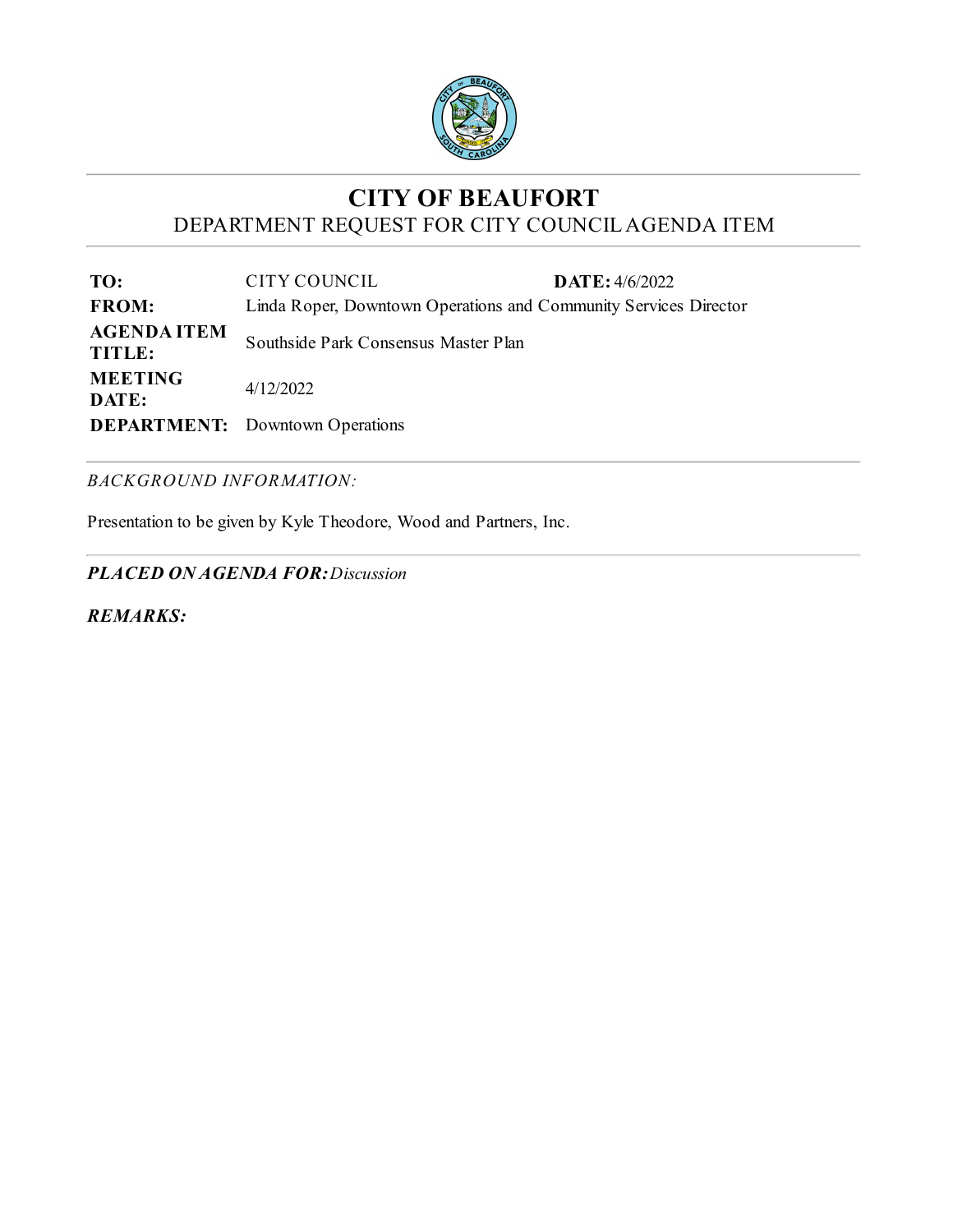# CITY OF BEAUFORT

## DEPARTMENT REQUEST FOR CITY COUNCIL AGENDA ITEM

| | | | |
|---|---|---|---|
| **TO:** | CITY COUNCIL | **DATE:** | 4/6/2022 |
| **FROM:** | Linda Roper, Downtown Operations and Community Services Director | | |
| **AGENDA ITEM TITLE:** | Southside Park Consensus Master Plan | | |
| **MEETING DATE:** | 4/12/2022 | | |
| **DEPARTMENT:** | Downtown Operations | | |

*BACKGROUND INFORMATION:*

Presentation to be given by Kyle Theodore, Wood and Partners, Inc.

***PLACED ON AGENDA FOR:*** *Discussion*

***REMARKS:***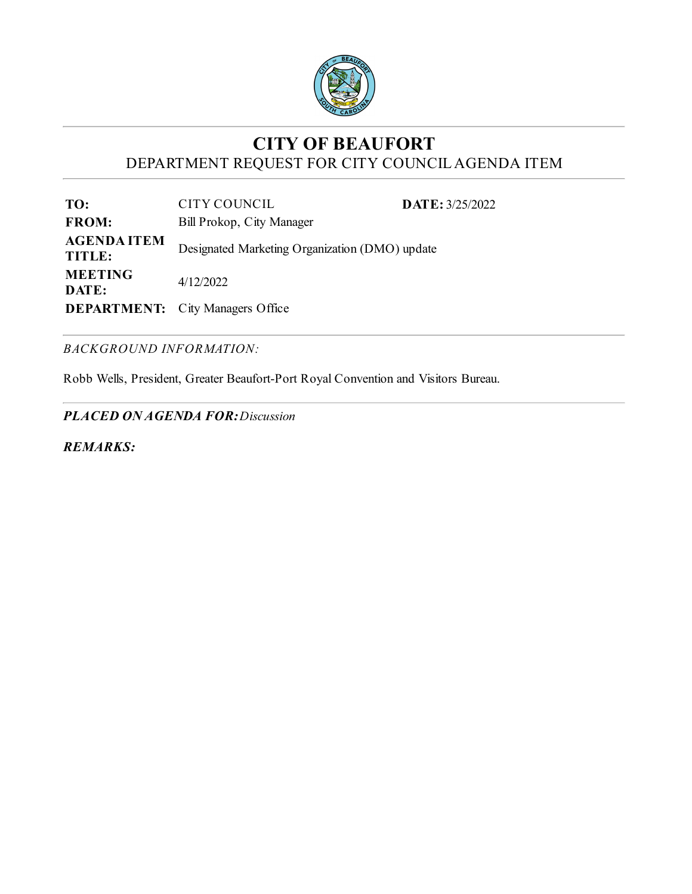# CITY OF BEAUFORT

## DEPARTMENT REQUEST FOR CITY COUNCIL AGENDA ITEM

| | | | |
|---|---|---|---|
| **TO:** | CITY COUNCIL | **DATE:** | 3/25/2022 |
| **FROM:** | Bill Prokop, City Manager | | |
| **AGENDA ITEM TITLE:** | Designated Marketing Organization (DMO) update | | |
| **MEETING DATE:** | 4/12/2022 | | |
| **DEPARTMENT:** | City Managers Office | | |

*BACKGROUND INFORMATION:*

Robb Wells, President, Greater Beaufort-Port Royal Convention and Visitors Bureau.

***PLACED ON AGENDA FOR:*** *Discussion*

***REMARKS:***